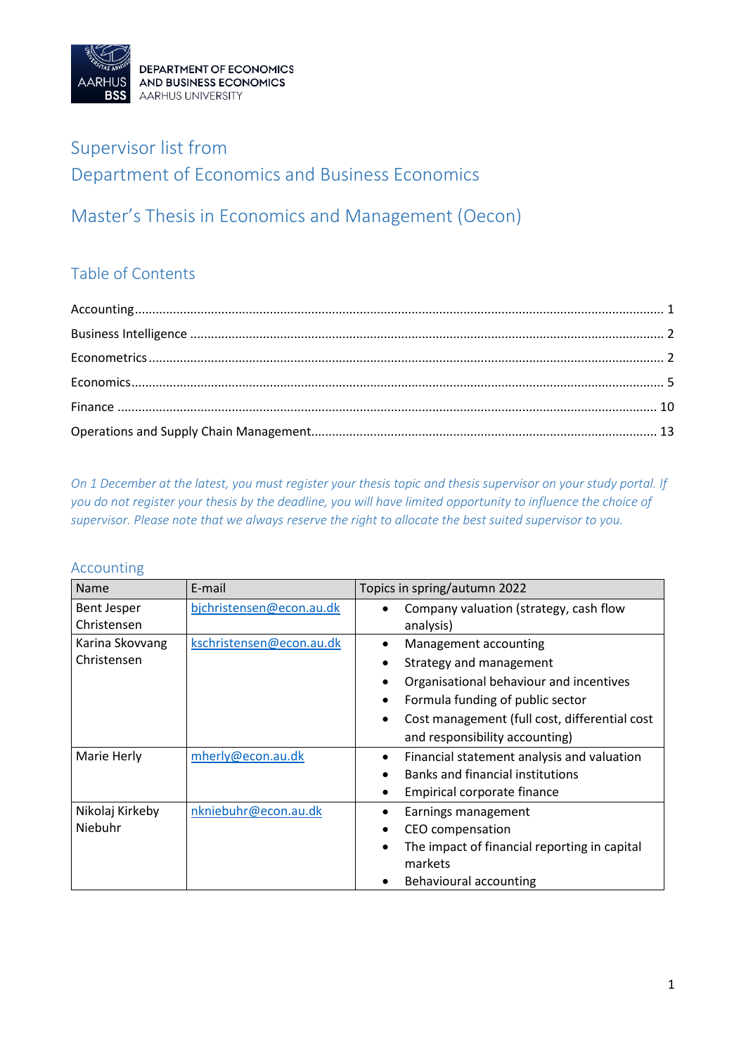DEPARTMENT OF ECONOMICS AND BUSINESS ECONOMICS
AARHUS UNIVERSITY

# Supervisor list from Department of Economics and Business Economics

# Master's Thesis in Economics and Management (Oecon)

## Table of Contents

Accounting ..... 1
Business Intelligence ..... 2
Econometrics ..... 2
Economics ..... 5
Finance ..... 10
Operations and Supply Chain Management ..... 13

*On 1 December at the latest, you must register your thesis topic and thesis supervisor on your study portal. If you do not register your thesis by the deadline, you will have limited opportunity to influence the choice of supervisor. Please note that we always reserve the right to allocate the best suited supervisor to you.*

## Accounting

| Name | E-mail | Topics in spring/autumn 2022 |
|---|---|---|
| Bent Jesper Christensen | bjchristensen@econ.au.dk | • Company valuation (strategy, cash flow analysis) |
| Karina Skovvang Christensen | kschristensen@econ.au.dk | • Management accounting<br>• Strategy and management<br>• Organisational behaviour and incentives<br>• Formula funding of public sector<br>• Cost management (full cost, differential cost and responsibility accounting) |
| Marie Herly | mherly@econ.au.dk | • Financial statement analysis and valuation<br>• Banks and financial institutions<br>• Empirical corporate finance |
| Nikolaj Kirkeby Niebuhr | nkniebuhr@econ.au.dk | • Earnings management<br>• CEO compensation<br>• The impact of financial reporting in capital markets<br>• Behavioural accounting |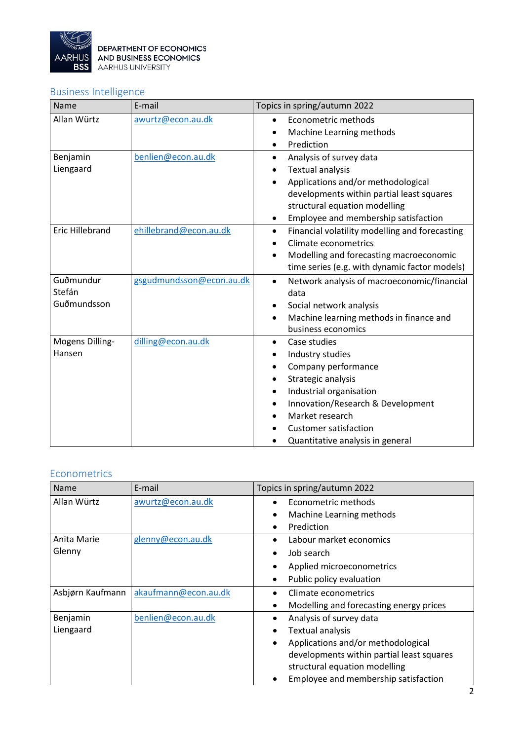DEPARTMENT OF ECONOMICS AND BUSINESS ECONOMICS
AARHUS UNIVERSITY

## Business Intelligence

| Name | E-mail | Topics in spring/autumn 2022 |
|---|---|---|
| Allan Würtz | awurtz@econ.au.dk | • Econometric methods<br>• Machine Learning methods<br>• Prediction |
| Benjamin Liengaard | benlien@econ.au.dk | • Analysis of survey data<br>• Textual analysis<br>• Applications and/or methodological developments within partial least squares structural equation modelling<br>• Employee and membership satisfaction |
| Eric Hillebrand | ehillebrand@econ.au.dk | • Financial volatility modelling and forecasting<br>• Climate econometrics<br>• Modelling and forecasting macroeconomic time series (e.g. with dynamic factor models) |
| Guðmundur Stefán Guðmundsson | gsgudmundsson@econ.au.dk | • Network analysis of macroeconomic/financial data<br>• Social network analysis<br>• Machine learning methods in finance and business economics |
| Mogens Dilling-Hansen | dilling@econ.au.dk | • Case studies<br>• Industry studies<br>• Company performance<br>• Strategic analysis<br>• Industrial organisation<br>• Innovation/Research & Development<br>• Market research<br>• Customer satisfaction<br>• Quantitative analysis in general |

## Econometrics

| Name | E-mail | Topics in spring/autumn 2022 |
|---|---|---|
| Allan Würtz | awurtz@econ.au.dk | • Econometric methods<br>• Machine Learning methods<br>• Prediction |
| Anita Marie Glenny | glenny@econ.au.dk | • Labour market economics<br>• Job search<br>• Applied microeconometrics<br>• Public policy evaluation |
| Asbjørn Kaufmann | akaufmann@econ.au.dk | • Climate econometrics<br>• Modelling and forecasting energy prices |
| Benjamin Liengaard | benlien@econ.au.dk | • Analysis of survey data<br>• Textual analysis<br>• Applications and/or methodological developments within partial least squares structural equation modelling<br>• Employee and membership satisfaction |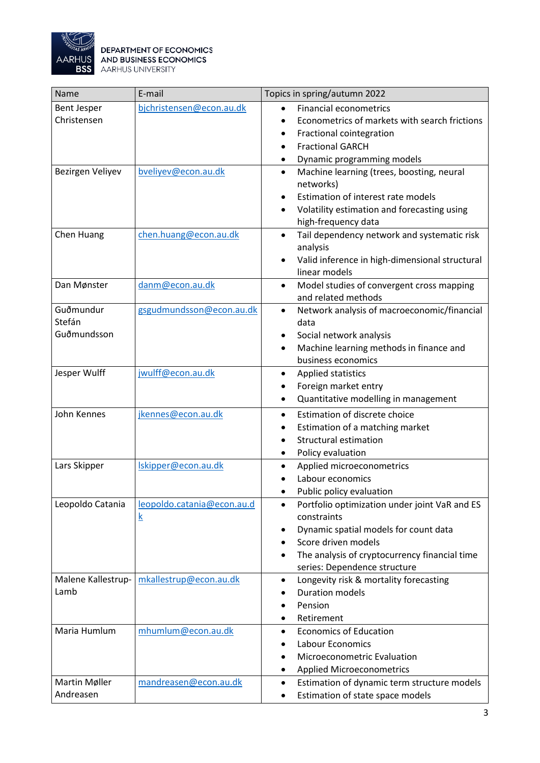| Name | E-mail | Topics in spring/autumn 2022 |
|---|---|---|
| Bent Jesper Christensen | bjchristensen@econ.au.dk | • Financial econometrics<br>• Econometrics of markets with search frictions<br>• Fractional cointegration<br>• Fractional GARCH<br>• Dynamic programming models |
| Bezirgen Veliyev | bveliyev@econ.au.dk | • Machine learning (trees, boosting, neural networks)<br>• Estimation of interest rate models<br>• Volatility estimation and forecasting using high-frequency data |
| Chen Huang | chen.huang@econ.au.dk | • Tail dependency network and systematic risk analysis<br>• Valid inference in high-dimensional structural linear models |
| Dan Mønster | danm@econ.au.dk | • Model studies of convergent cross mapping and related methods |
| Guðmundur Stefán Guðmundsson | gsgudmundsson@econ.au.dk | • Network analysis of macroeconomic/financial data<br>• Social network analysis<br>• Machine learning methods in finance and business economics |
| Jesper Wulff | jwulff@econ.au.dk | • Applied statistics<br>• Foreign market entry<br>• Quantitative modelling in management |
| John Kennes | jkennes@econ.au.dk | • Estimation of discrete choice<br>• Estimation of a matching market<br>• Structural estimation<br>• Policy evaluation |
| Lars Skipper | lskipper@econ.au.dk | • Applied microeconometrics<br>• Labour economics<br>• Public policy evaluation |
| Leopoldo Catania | leopoldo.catania@econ.au.dk | • Portfolio optimization under joint VaR and ES constraints<br>• Dynamic spatial models for count data<br>• Score driven models<br>• The analysis of cryptocurrency financial time series: Dependence structure |
| Malene Kallestrup-Lamb | mkallestrup@econ.au.dk | • Longevity risk & mortality forecasting<br>• Duration models<br>• Pension<br>• Retirement |
| Maria Humlum | mhumlum@econ.au.dk | • Economics of Education<br>• Labour Economics<br>• Microeconometric Evaluation<br>• Applied Microeconometrics |
| Martin Møller Andreasen | mandreasen@econ.au.dk | • Estimation of dynamic term structure models<br>• Estimation of state space models |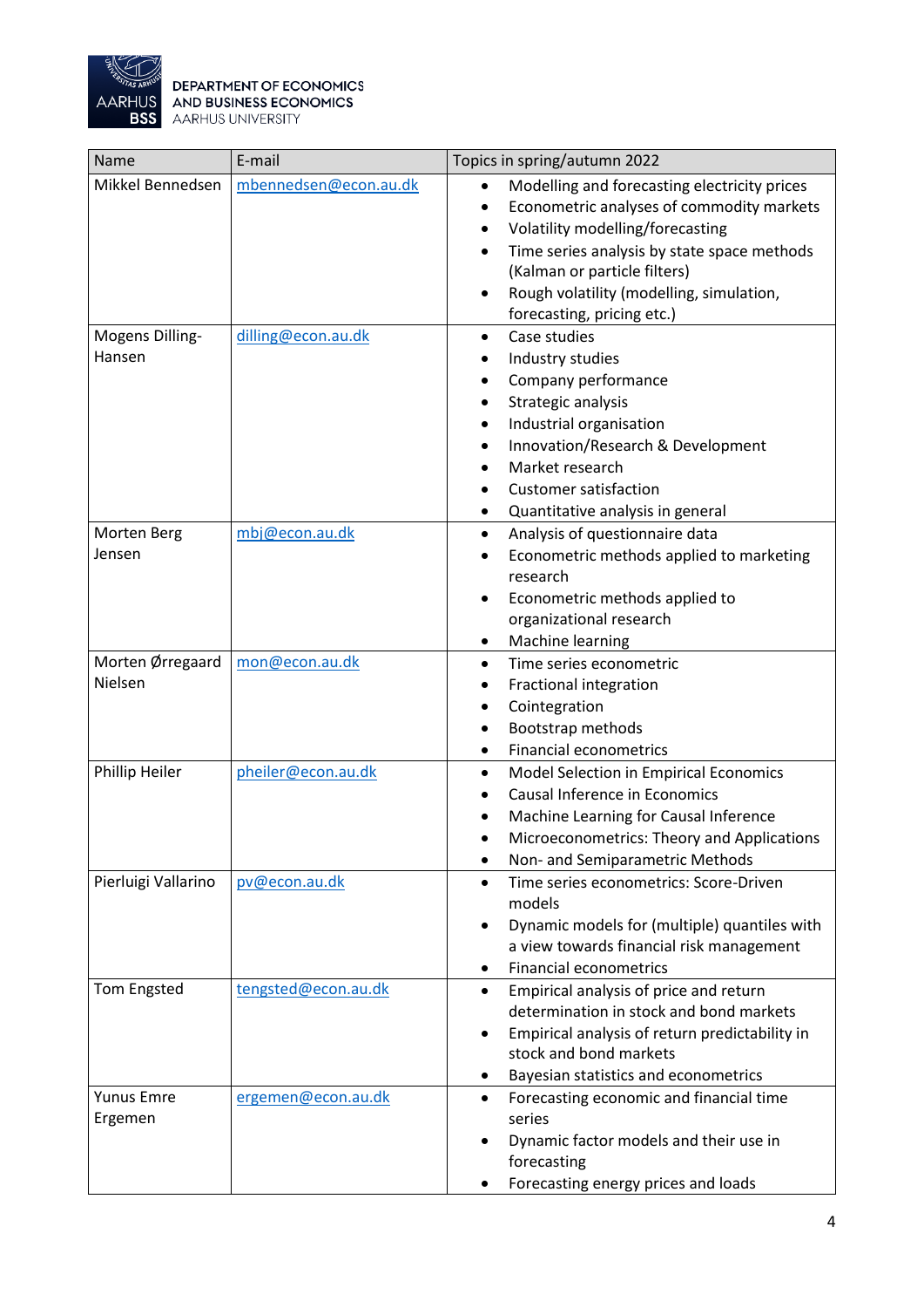DEPARTMENT OF ECONOMICS AND BUSINESS ECONOMICS
AARHUS UNIVERSITY

| Name | E-mail | Topics in spring/autumn 2022 |
| --- | --- | --- |
| Mikkel Bennedsen | mbennedsen@econ.au.dk | • Modelling and forecasting electricity prices<br>• Econometric analyses of commodity markets<br>• Volatility modelling/forecasting<br>• Time series analysis by state space methods (Kalman or particle filters)<br>• Rough volatility (modelling, simulation, forecasting, pricing etc.) |
| Mogens Dilling-Hansen | dilling@econ.au.dk | • Case studies<br>• Industry studies<br>• Company performance<br>• Strategic analysis<br>• Industrial organisation<br>• Innovation/Research & Development<br>• Market research<br>• Customer satisfaction<br>• Quantitative analysis in general |
| Morten Berg Jensen | mbj@econ.au.dk | • Analysis of questionnaire data<br>• Econometric methods applied to marketing research<br>• Econometric methods applied to organizational research<br>• Machine learning |
| Morten Ørregaard Nielsen | mon@econ.au.dk | • Time series econometric<br>• Fractional integration<br>• Cointegration<br>• Bootstrap methods<br>• Financial econometrics |
| Phillip Heiler | pheiler@econ.au.dk | • Model Selection in Empirical Economics<br>• Causal Inference in Economics<br>• Machine Learning for Causal Inference<br>• Microeconometrics: Theory and Applications<br>• Non- and Semiparametric Methods |
| Pierluigi Vallarino | pv@econ.au.dk | • Time series econometrics: Score-Driven models<br>• Dynamic models for (multiple) quantiles with a view towards financial risk management<br>• Financial econometrics |
| Tom Engsted | tengsted@econ.au.dk | • Empirical analysis of price and return determination in stock and bond markets<br>• Empirical analysis of return predictability in stock and bond markets<br>• Bayesian statistics and econometrics |
| Yunus Emre Ergemen | ergemen@econ.au.dk | • Forecasting economic and financial time series<br>• Dynamic factor models and their use in forecasting<br>• Forecasting energy prices and loads |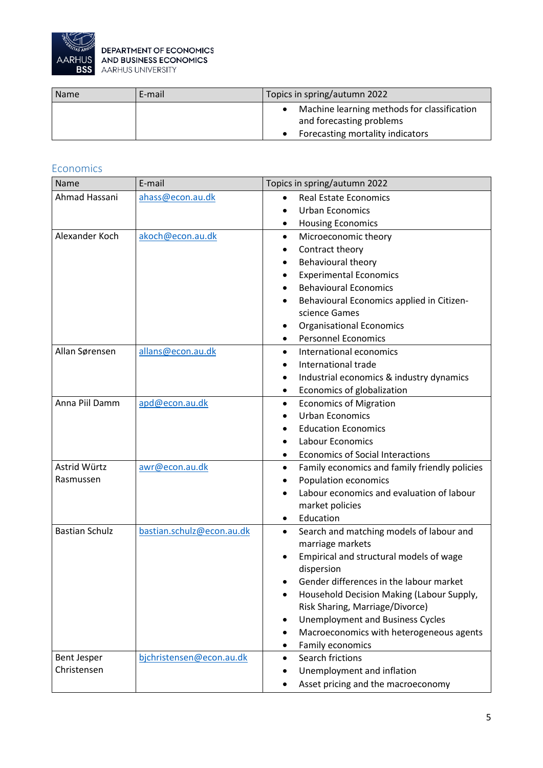| Name | E-mail | Topics in spring/autumn 2022 |
| --- | --- | --- |
| | | • Machine learning methods for classification and forecasting problems<br>• Forecasting mortality indicators |

## Economics

| Name | E-mail | Topics in spring/autumn 2022 |
| --- | --- | --- |
| Ahmad Hassani | ahass@econ.au.dk | • Real Estate Economics<br>• Urban Economics<br>• Housing Economics |
| Alexander Koch | akoch@econ.au.dk | • Microeconomic theory<br>• Contract theory<br>• Behavioural theory<br>• Experimental Economics<br>• Behavioural Economics<br>• Behavioural Economics applied in Citizen-science Games<br>• Organisational Economics<br>• Personnel Economics |
| Allan Sørensen | allans@econ.au.dk | • International economics<br>• International trade<br>• Industrial economics & industry dynamics<br>• Economics of globalization |
| Anna Piil Damm | apd@econ.au.dk | • Economics of Migration<br>• Urban Economics<br>• Education Economics<br>• Labour Economics<br>• Economics of Social Interactions |
| Astrid Würtz Rasmussen | awr@econ.au.dk | • Family economics and family friendly policies<br>• Population economics<br>• Labour economics and evaluation of labour market policies<br>• Education |
| Bastian Schulz | bastian.schulz@econ.au.dk | • Search and matching models of labour and marriage markets<br>• Empirical and structural models of wage dispersion<br>• Gender differences in the labour market<br>• Household Decision Making (Labour Supply, Risk Sharing, Marriage/Divorce)<br>• Unemployment and Business Cycles<br>• Macroeconomics with heterogeneous agents<br>• Family economics |
| Bent Jesper Christensen | bjchristensen@econ.au.dk | • Search frictions<br>• Unemployment and inflation<br>• Asset pricing and the macroeconomy |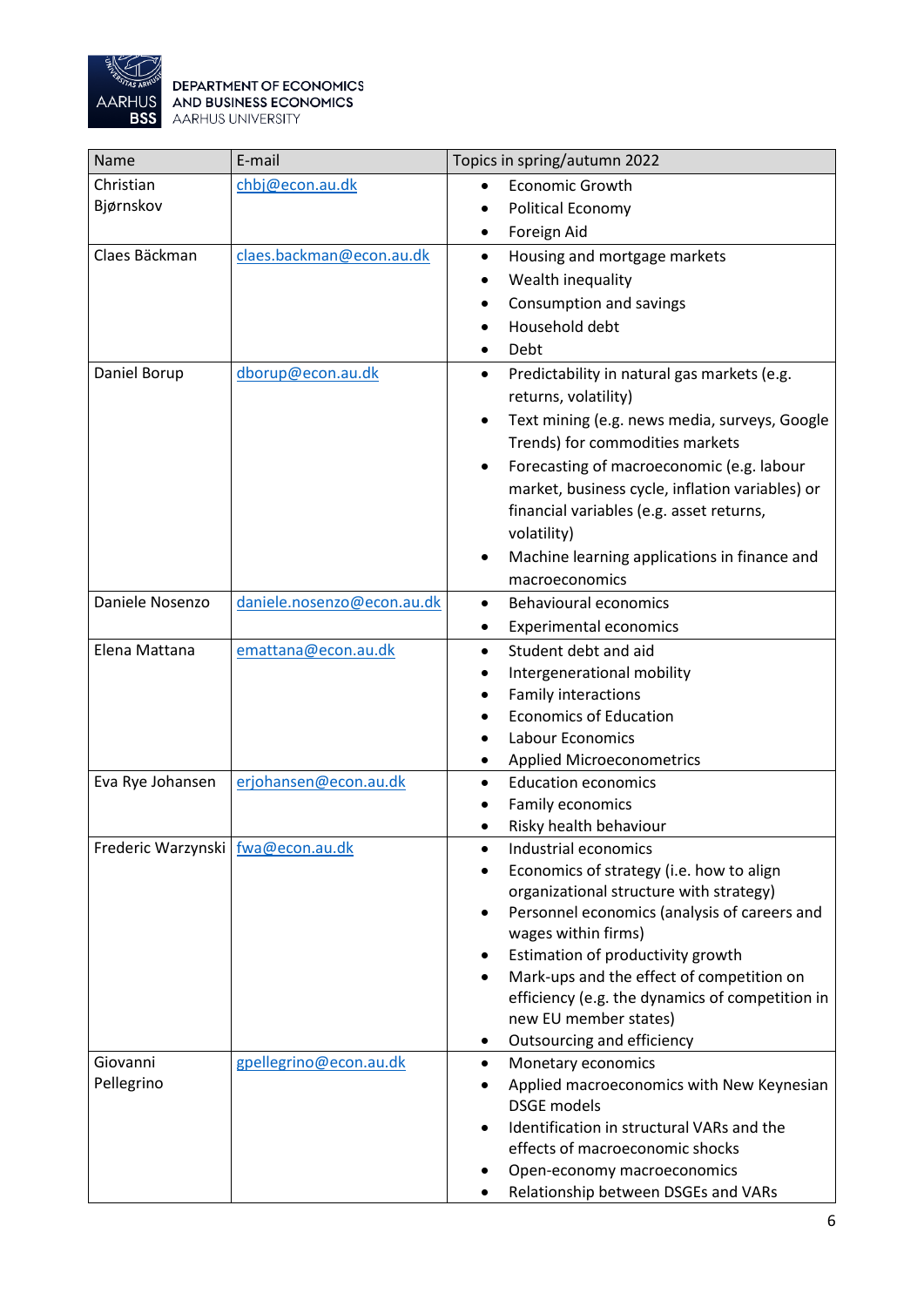| Name | E-mail | Topics in spring/autumn 2022 |
|---|---|---|
| Christian Bjørnskov | chbj@econ.au.dk | • Economic Growth<br>• Political Economy<br>• Foreign Aid |
| Claes Bäckman | claes.backman@econ.au.dk | • Housing and mortgage markets<br>• Wealth inequality<br>• Consumption and savings<br>• Household debt<br>• Debt |
| Daniel Borup | dborup@econ.au.dk | • Predictability in natural gas markets (e.g. returns, volatility)<br>• Text mining (e.g. news media, surveys, Google Trends) for commodities markets<br>• Forecasting of macroeconomic (e.g. labour market, business cycle, inflation variables) or financial variables (e.g. asset returns, volatility)<br>• Machine learning applications in finance and macroeconomics |
| Daniele Nosenzo | daniele.nosenzo@econ.au.dk | • Behavioural economics<br>• Experimental economics |
| Elena Mattana | emattana@econ.au.dk | • Student debt and aid<br>• Intergenerational mobility<br>• Family interactions<br>• Economics of Education<br>• Labour Economics<br>• Applied Microeconometrics |
| Eva Rye Johansen | erjohansen@econ.au.dk | • Education economics<br>• Family economics<br>• Risky health behaviour |
| Frederic Warzynski | fwa@econ.au.dk | • Industrial economics<br>• Economics of strategy (i.e. how to align organizational structure with strategy)<br>• Personnel economics (analysis of careers and wages within firms)<br>• Estimation of productivity growth<br>• Mark-ups and the effect of competition on efficiency (e.g. the dynamics of competition in new EU member states)<br>• Outsourcing and efficiency |
| Giovanni Pellegrino | gpellegrino@econ.au.dk | • Monetary economics<br>• Applied macroeconomics with New Keynesian DSGE models<br>• Identification in structural VARs and the effects of macroeconomic shocks<br>• Open-economy macroeconomics<br>• Relationship between DSGEs and VARs |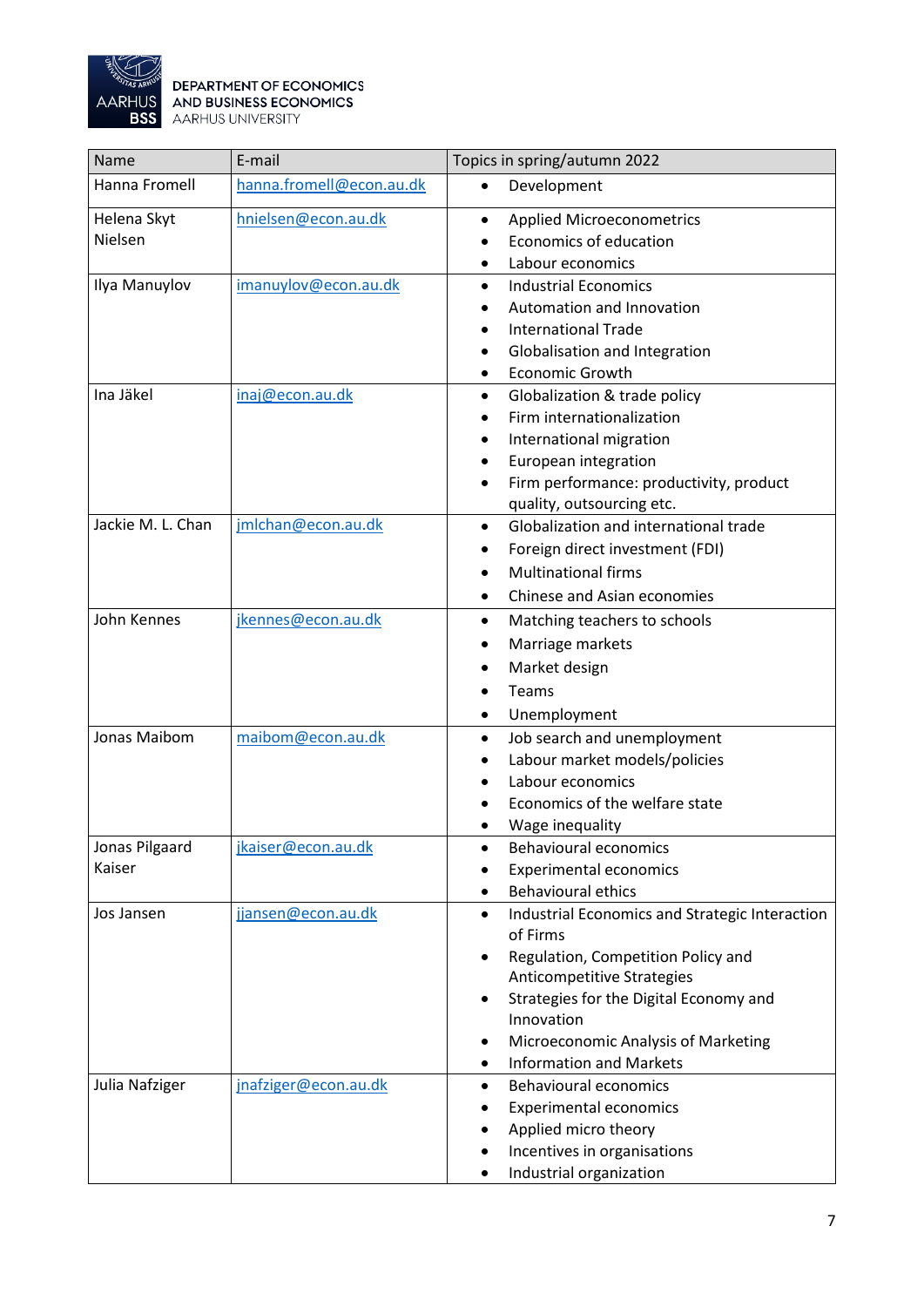DEPARTMENT OF ECONOMICS AND BUSINESS ECONOMICS
AARHUS UNIVERSITY

| Name | E-mail | Topics in spring/autumn 2022 |
|---|---|---|
| Hanna Fromell | hanna.fromell@econ.au.dk | • Development |
| Helena Skyt Nielsen | hnielsen@econ.au.dk | • Applied Microeconometrics<br>• Economics of education<br>• Labour economics |
| Ilya Manuylov | imanuylov@econ.au.dk | • Industrial Economics<br>• Automation and Innovation<br>• International Trade<br>• Globalisation and Integration<br>• Economic Growth |
| Ina Jäkel | inaj@econ.au.dk | • Globalization & trade policy<br>• Firm internationalization<br>• International migration<br>• European integration<br>• Firm performance: productivity, product quality, outsourcing etc. |
| Jackie M. L. Chan | jmlchan@econ.au.dk | • Globalization and international trade<br>• Foreign direct investment (FDI)<br>• Multinational firms<br>• Chinese and Asian economies |
| John Kennes | jkennes@econ.au.dk | • Matching teachers to schools<br>• Marriage markets<br>• Market design<br>• Teams<br>• Unemployment |
| Jonas Maibom | maibom@econ.au.dk | • Job search and unemployment<br>• Labour market models/policies<br>• Labour economics<br>• Economics of the welfare state<br>• Wage inequality |
| Jonas Pilgaard Kaiser | jkaiser@econ.au.dk | • Behavioural economics<br>• Experimental economics<br>• Behavioural ethics |
| Jos Jansen | jjansen@econ.au.dk | • Industrial Economics and Strategic Interaction of Firms<br>• Regulation, Competition Policy and Anticompetitive Strategies<br>• Strategies for the Digital Economy and Innovation<br>• Microeconomic Analysis of Marketing<br>• Information and Markets |
| Julia Nafziger | jnafziger@econ.au.dk | • Behavioural economics<br>• Experimental economics<br>• Applied micro theory<br>• Incentives in organisations<br>• Industrial organization |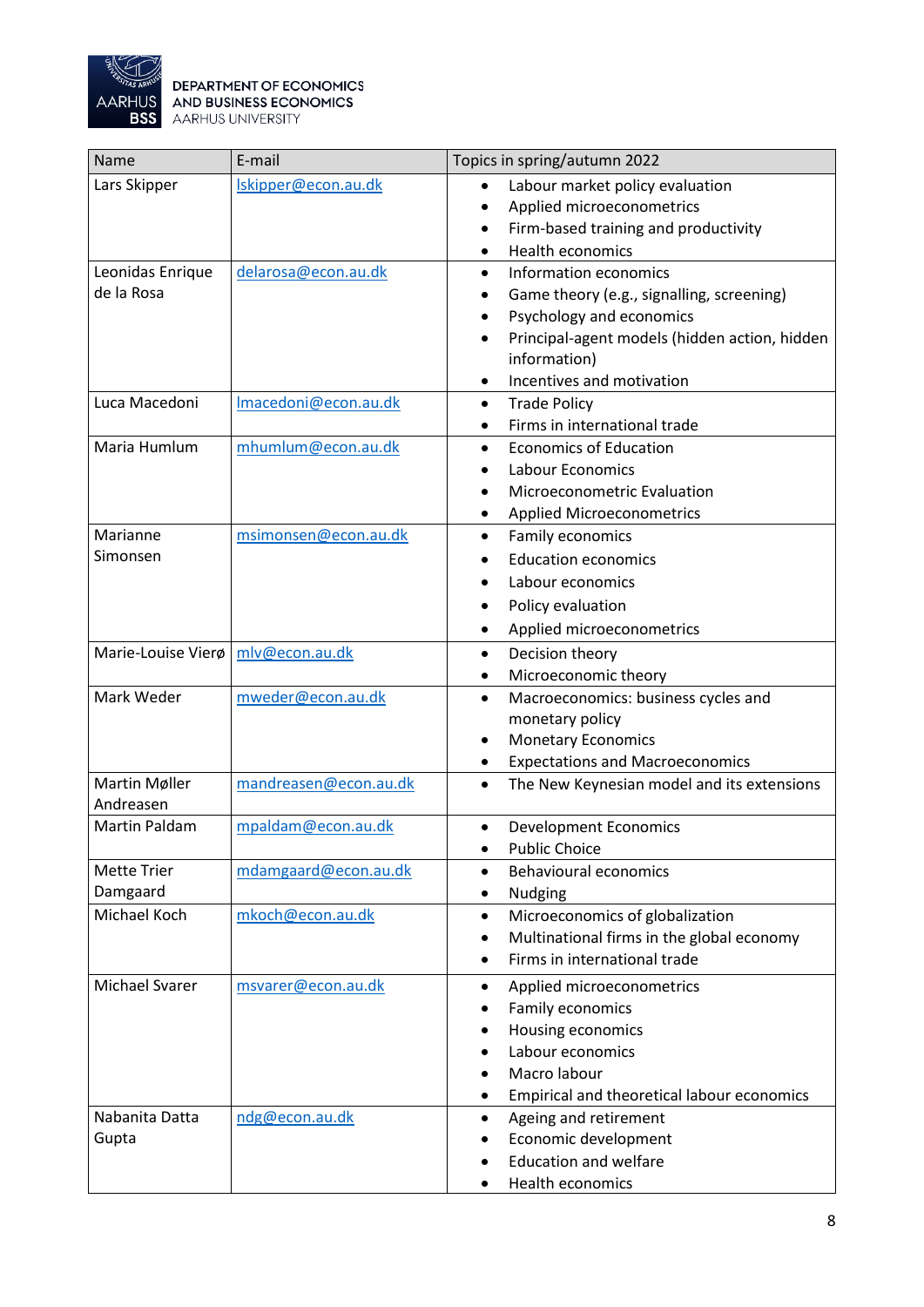| Name | E-mail | Topics in spring/autumn 2022 |
|---|---|---|
| Lars Skipper | lskipper@econ.au.dk | • Labour market policy evaluation<br>• Applied microeconometrics<br>• Firm-based training and productivity<br>• Health economics |
| Leonidas Enrique de la Rosa | delarosa@econ.au.dk | • Information economics<br>• Game theory (e.g., signalling, screening)<br>• Psychology and economics<br>• Principal-agent models (hidden action, hidden information)<br>• Incentives and motivation |
| Luca Macedoni | lmacedoni@econ.au.dk | • Trade Policy<br>• Firms in international trade |
| Maria Humlum | mhumlum@econ.au.dk | • Economics of Education<br>• Labour Economics<br>• Microeconometric Evaluation<br>• Applied Microeconometrics |
| Marianne Simonsen | msimonsen@econ.au.dk | • Family economics<br>• Education economics<br>• Labour economics<br>• Policy evaluation<br>• Applied microeconometrics |
| Marie-Louise Vierø | mlv@econ.au.dk | • Decision theory<br>• Microeconomic theory |
| Mark Weder | mweder@econ.au.dk | • Macroeconomics: business cycles and monetary policy<br>• Monetary Economics<br>• Expectations and Macroeconomics |
| Martin Møller Andreasen | mandreasen@econ.au.dk | • The New Keynesian model and its extensions |
| Martin Paldam | mpaldam@econ.au.dk | • Development Economics<br>• Public Choice |
| Mette Trier Damgaard | mdamgaard@econ.au.dk | • Behavioural economics<br>• Nudging |
| Michael Koch | mkoch@econ.au.dk | • Microeconomics of globalization<br>• Multinational firms in the global economy<br>• Firms in international trade |
| Michael Svarer | msvarer@econ.au.dk | • Applied microeconometrics<br>• Family economics<br>• Housing economics<br>• Labour economics<br>• Macro labour<br>• Empirical and theoretical labour economics |
| Nabanita Datta Gupta | ndg@econ.au.dk | • Ageing and retirement<br>• Economic development<br>• Education and welfare<br>• Health economics |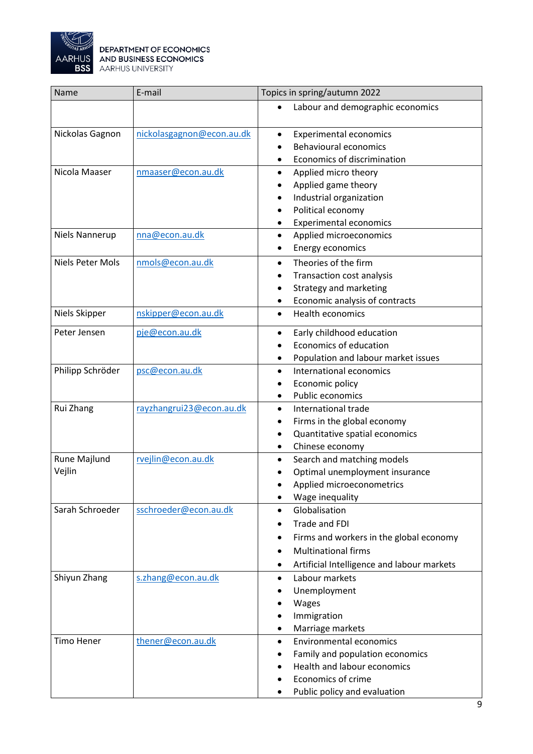| Name | E-mail | Topics in spring/autumn 2022 |
| --- | --- | --- |
| | | • Labour and demographic economics |
| Nickolas Gagnon | nickolasgagnon@econ.au.dk | • Experimental economics<br>• Behavioural economics<br>• Economics of discrimination |
| Nicola Maaser | nmaaser@econ.au.dk | • Applied micro theory<br>• Applied game theory<br>• Industrial organization<br>• Political economy<br>• Experimental economics |
| Niels Nannerup | nna@econ.au.dk | • Applied microeconomics<br>• Energy economics |
| Niels Peter Mols | nmols@econ.au.dk | • Theories of the firm<br>• Transaction cost analysis<br>• Strategy and marketing<br>• Economic analysis of contracts |
| Niels Skipper | nskipper@econ.au.dk | • Health economics |
| Peter Jensen | pje@econ.au.dk | • Early childhood education<br>• Economics of education<br>• Population and labour market issues |
| Philipp Schröder | psc@econ.au.dk | • International economics<br>• Economic policy<br>• Public economics |
| Rui Zhang | rayzhangrui23@econ.au.dk | • International trade<br>• Firms in the global economy<br>• Quantitative spatial economics<br>• Chinese economy |
| Rune Majlund Vejlin | rvejlin@econ.au.dk | • Search and matching models<br>• Optimal unemployment insurance<br>• Applied microeconometrics<br>• Wage inequality |
| Sarah Schroeder | sschroeder@econ.au.dk | • Globalisation<br>• Trade and FDI<br>• Firms and workers in the global economy<br>• Multinational firms<br>• Artificial Intelligence and labour markets |
| Shiyun Zhang | s.zhang@econ.au.dk | • Labour markets<br>• Unemployment<br>• Wages<br>• Immigration<br>• Marriage markets |
| Timo Hener | thener@econ.au.dk | • Environmental economics<br>• Family and population economics<br>• Health and labour economics<br>• Economics of crime<br>• Public policy and evaluation |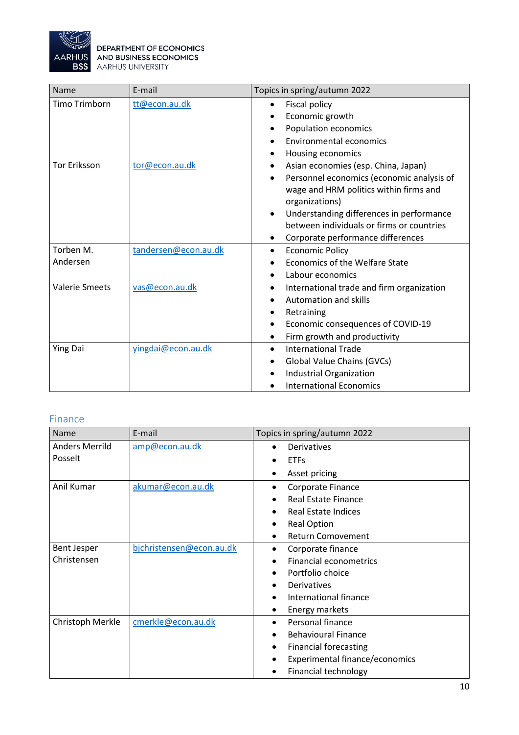| Name | E-mail | Topics in spring/autumn 2022 |
|---|---|---|
| Timo Trimborn | tt@econ.au.dk | • Fiscal policy<br>• Economic growth<br>• Population economics<br>• Environmental economics<br>• Housing economics |
| Tor Eriksson | tor@econ.au.dk | • Asian economies (esp. China, Japan)<br>• Personnel economics (economic analysis of wage and HRM politics within firms and organizations)<br>• Understanding differences in performance between individuals or firms or countries<br>• Corporate performance differences |
| Torben M. Andersen | tandersen@econ.au.dk | • Economic Policy<br>• Economics of the Welfare State<br>• Labour economics |
| Valerie Smeets | vas@econ.au.dk | • International trade and firm organization<br>• Automation and skills<br>• Retraining<br>• Economic consequences of COVID-19<br>• Firm growth and productivity |
| Ying Dai | yingdai@econ.au.dk | • International Trade<br>• Global Value Chains (GVCs)<br>• Industrial Organization<br>• International Economics |

## Finance

| Name | E-mail | Topics in spring/autumn 2022 |
|---|---|---|
| Anders Merrild Posselt | amp@econ.au.dk | • Derivatives<br>• ETFs<br>• Asset pricing |
| Anil Kumar | akumar@econ.au.dk | • Corporate Finance<br>• Real Estate Finance<br>• Real Estate Indices<br>• Real Option<br>• Return Comovement |
| Bent Jesper Christensen | bjchristensen@econ.au.dk | • Corporate finance<br>• Financial econometrics<br>• Portfolio choice<br>• Derivatives<br>• International finance<br>• Energy markets |
| Christoph Merkle | cmerkle@econ.au.dk | • Personal finance<br>• Behavioural Finance<br>• Financial forecasting<br>• Experimental finance/economics<br>• Financial technology |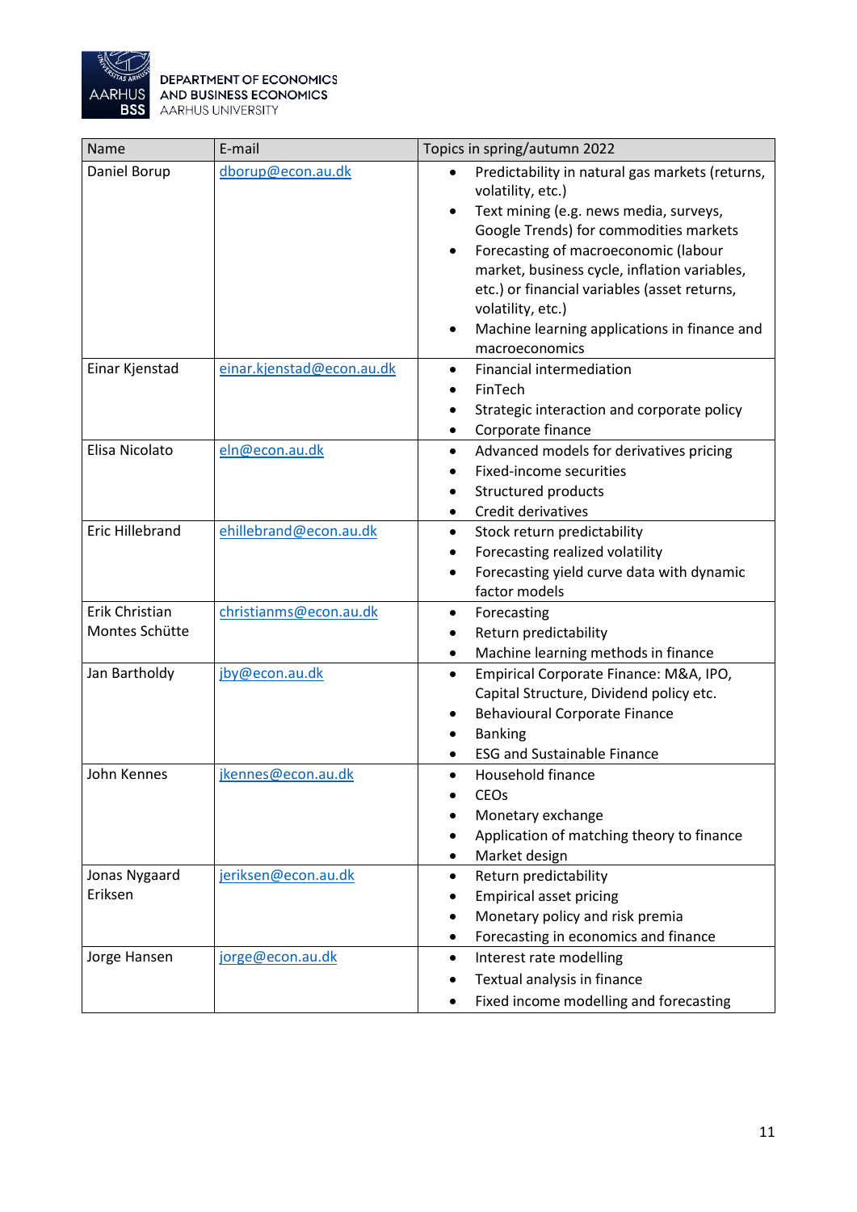| Name | E-mail | Topics in spring/autumn 2022 |
|---|---|---|
| Daniel Borup | dborup@econ.au.dk | • Predictability in natural gas markets (returns, volatility, etc.)<br>• Text mining (e.g. news media, surveys, Google Trends) for commodities markets<br>• Forecasting of macroeconomic (labour market, business cycle, inflation variables, etc.) or financial variables (asset returns, volatility, etc.)<br>• Machine learning applications in finance and macroeconomics |
| Einar Kjenstad | einar.kjenstad@econ.au.dk | • Financial intermediation<br>• FinTech<br>• Strategic interaction and corporate policy<br>• Corporate finance |
| Elisa Nicolato | eln@econ.au.dk | • Advanced models for derivatives pricing<br>• Fixed-income securities<br>• Structured products<br>• Credit derivatives |
| Eric Hillebrand | ehillebrand@econ.au.dk | • Stock return predictability<br>• Forecasting realized volatility<br>• Forecasting yield curve data with dynamic factor models |
| Erik Christian Montes Schütte | christianms@econ.au.dk | • Forecasting<br>• Return predictability<br>• Machine learning methods in finance |
| Jan Bartholdy | jby@econ.au.dk | • Empirical Corporate Finance: M&A, IPO, Capital Structure, Dividend policy etc.<br>• Behavioural Corporate Finance<br>• Banking<br>• ESG and Sustainable Finance |
| John Kennes | jkennes@econ.au.dk | • Household finance<br>• CEOs<br>• Monetary exchange<br>• Application of matching theory to finance<br>• Market design |
| Jonas Nygaard Eriksen | jeriksen@econ.au.dk | • Return predictability<br>• Empirical asset pricing<br>• Monetary policy and risk premia<br>• Forecasting in economics and finance |
| Jorge Hansen | jorge@econ.au.dk | • Interest rate modelling<br>• Textual analysis in finance<br>• Fixed income modelling and forecasting |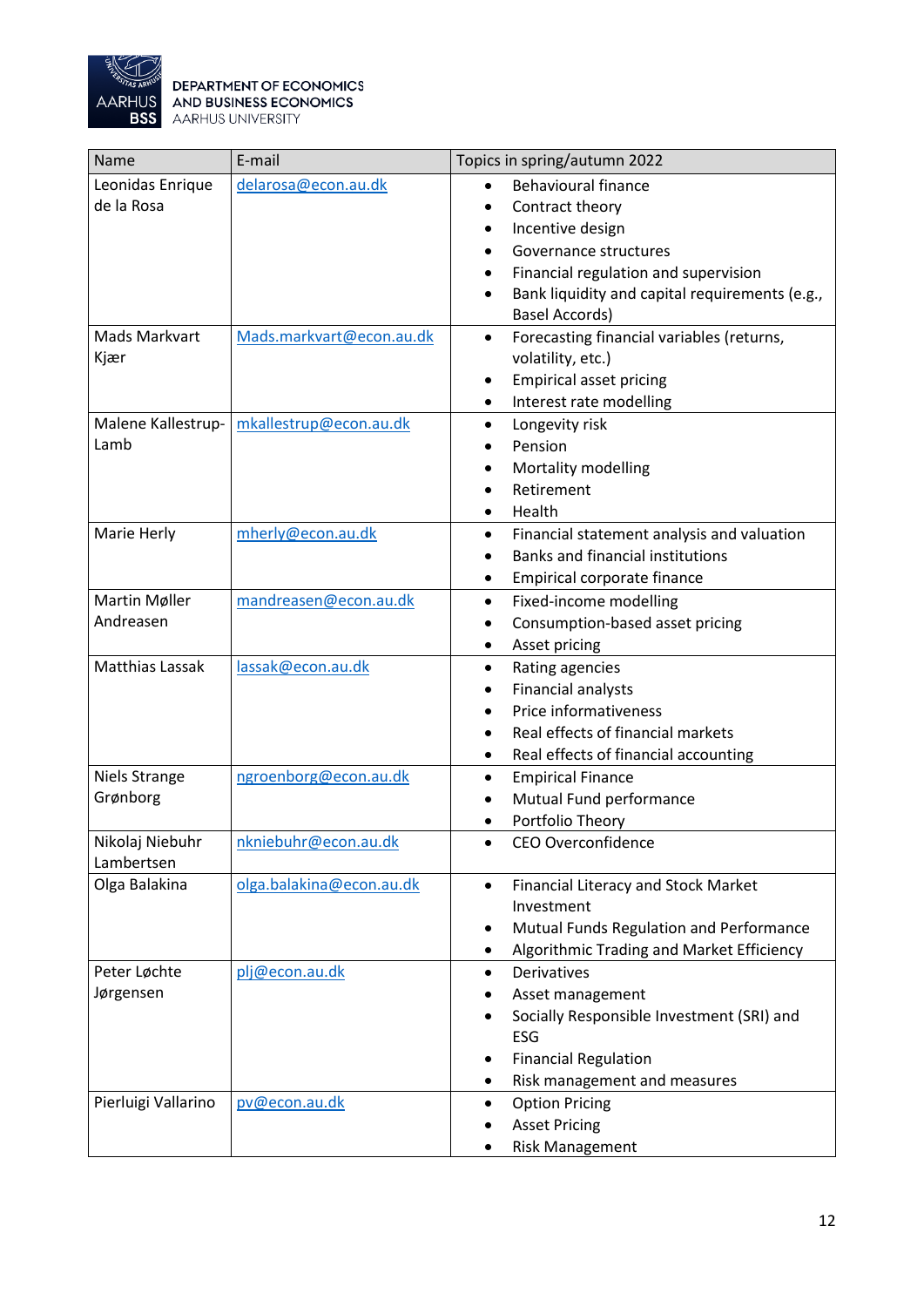| Name | E-mail | Topics in spring/autumn 2022 |
|---|---|---|
| Leonidas Enrique de la Rosa | delarosa@econ.au.dk | • Behavioural finance<br>• Contract theory<br>• Incentive design<br>• Governance structures<br>• Financial regulation and supervision<br>• Bank liquidity and capital requirements (e.g., Basel Accords) |
| Mads Markvart Kjær | Mads.markvart@econ.au.dk | • Forecasting financial variables (returns, volatility, etc.)<br>• Empirical asset pricing<br>• Interest rate modelling |
| Malene Kallestrup-Lamb | mkallestrup@econ.au.dk | • Longevity risk<br>• Pension<br>• Mortality modelling<br>• Retirement<br>• Health |
| Marie Herly | mherly@econ.au.dk | • Financial statement analysis and valuation<br>• Banks and financial institutions<br>• Empirical corporate finance |
| Martin Møller Andreasen | mandreasen@econ.au.dk | • Fixed-income modelling<br>• Consumption-based asset pricing<br>• Asset pricing |
| Matthias Lassak | lassak@econ.au.dk | • Rating agencies<br>• Financial analysts<br>• Price informativeness<br>• Real effects of financial markets<br>• Real effects of financial accounting |
| Niels Strange Grønborg | ngroenborg@econ.au.dk | • Empirical Finance<br>• Mutual Fund performance<br>• Portfolio Theory |
| Nikolaj Niebuhr Lambertsen | nkniebuhr@econ.au.dk | • CEO Overconfidence |
| Olga Balakina | olga.balakina@econ.au.dk | • Financial Literacy and Stock Market Investment<br>• Mutual Funds Regulation and Performance<br>• Algorithmic Trading and Market Efficiency |
| Peter Løchte Jørgensen | plj@econ.au.dk | • Derivatives<br>• Asset management<br>• Socially Responsible Investment (SRI) and ESG<br>• Financial Regulation<br>• Risk management and measures |
| Pierluigi Vallarino | pv@econ.au.dk | • Option Pricing<br>• Asset Pricing<br>• Risk Management |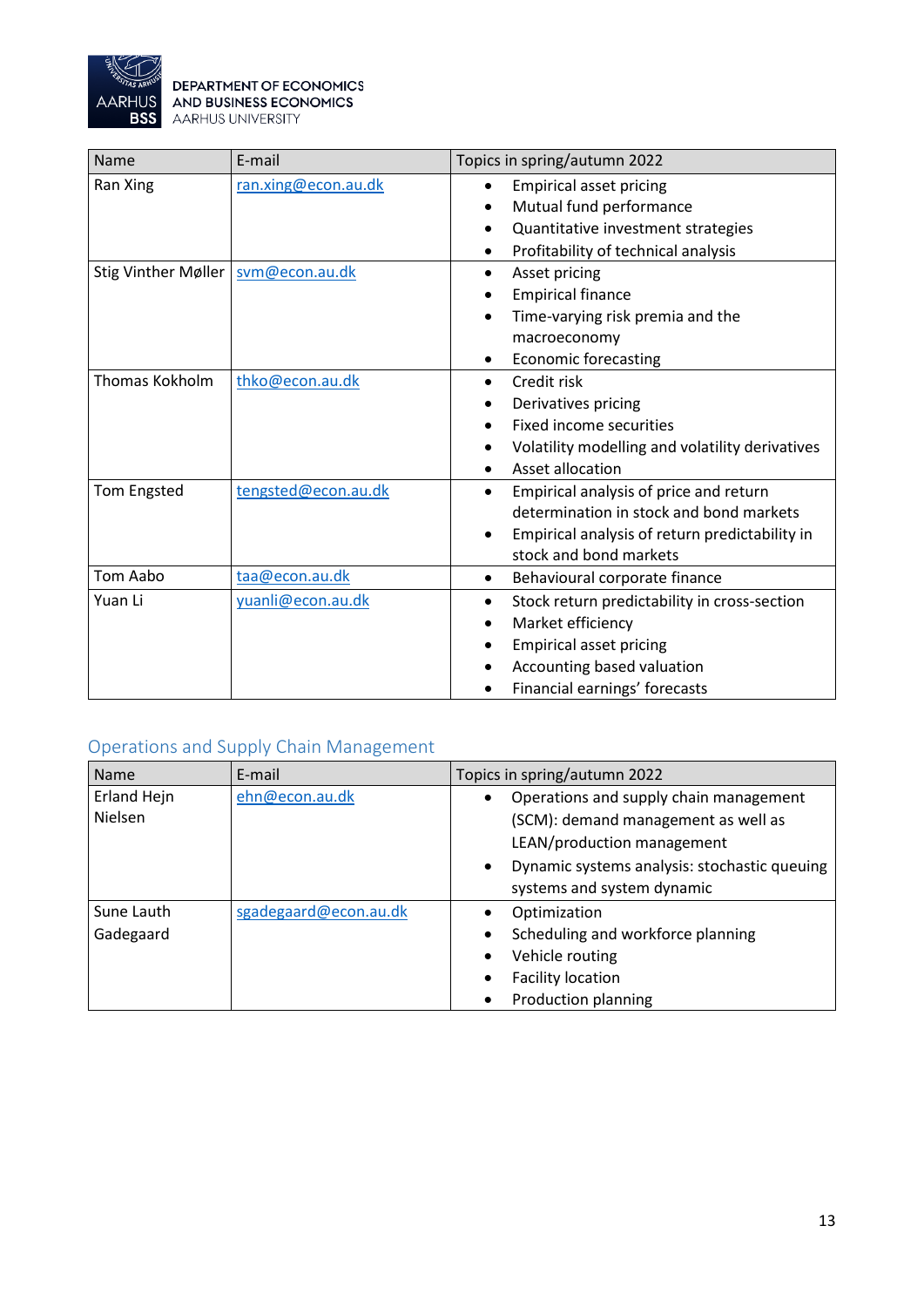DEPARTMENT OF ECONOMICS AND BUSINESS ECONOMICS
AARHUS UNIVERSITY

| Name | E-mail | Topics in spring/autumn 2022 |
|---|---|---|
| Ran Xing | ran.xing@econ.au.dk | • Empirical asset pricing<br>• Mutual fund performance<br>• Quantitative investment strategies<br>• Profitability of technical analysis |
| Stig Vinther Møller | svm@econ.au.dk | • Asset pricing<br>• Empirical finance<br>• Time-varying risk premia and the macroeconomy<br>• Economic forecasting |
| Thomas Kokholm | thko@econ.au.dk | • Credit risk<br>• Derivatives pricing<br>• Fixed income securities<br>• Volatility modelling and volatility derivatives<br>• Asset allocation |
| Tom Engsted | tengsted@econ.au.dk | • Empirical analysis of price and return determination in stock and bond markets<br>• Empirical analysis of return predictability in stock and bond markets |
| Tom Aabo | taa@econ.au.dk | • Behavioural corporate finance |
| Yuan Li | yuanli@econ.au.dk | • Stock return predictability in cross-section<br>• Market efficiency<br>• Empirical asset pricing<br>• Accounting based valuation<br>• Financial earnings' forecasts |

## Operations and Supply Chain Management

| Name | E-mail | Topics in spring/autumn 2022 |
|---|---|---|
| Erland Hejn Nielsen | ehn@econ.au.dk | • Operations and supply chain management (SCM): demand management as well as LEAN/production management<br>• Dynamic systems analysis: stochastic queuing systems and system dynamic |
| Sune Lauth Gadegaard | sgadegaard@econ.au.dk | • Optimization<br>• Scheduling and workforce planning<br>• Vehicle routing<br>• Facility location<br>• Production planning |